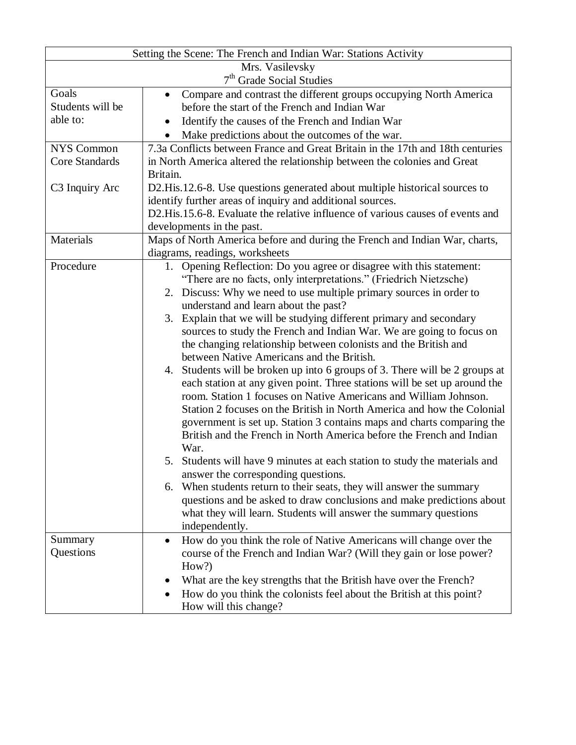| Setting the Scene: The French and Indian War: Stations Activity | |
|---|---|
| Mrs. Vasilevsky<br>7th Grade Social Studies | |
| Goals<br>Students will be able to: | • Compare and contrast the different groups occupying North America before the start of the French and Indian War<br>• Identify the causes of the French and Indian War<br>• Make predictions about the outcomes of the war. |
| NYS Common Core Standards<br><br>C3 Inquiry Arc | 7.3a Conflicts between France and Great Britain in the 17th and 18th centuries in North America altered the relationship between the colonies and Great Britain.<br>D2.His.12.6-8. Use questions generated about multiple historical sources to identify further areas of inquiry and additional sources.<br>D2.His.15.6-8. Evaluate the relative influence of various causes of events and developments in the past. |
| Materials | Maps of North America before and during the French and Indian War, charts, diagrams, readings, worksheets |
| Procedure | 1. Opening Reflection: Do you agree or disagree with this statement: "There are no facts, only interpretations." (Friedrich Nietzsche)<br>2. Discuss: Why we need to use multiple primary sources in order to understand and learn about the past?<br>3. Explain that we will be studying different primary and secondary sources to study the French and Indian War. We are going to focus on the changing relationship between colonists and the British and between Native Americans and the British.<br>4. Students will be broken up into 6 groups of 3. There will be 2 groups at each station at any given point. Three stations will be set up around the room. Station 1 focuses on Native Americans and William Johnson. Station 2 focuses on the British in North America and how the Colonial government is set up. Station 3 contains maps and charts comparing the British and the French in North America before the French and Indian War.<br>5. Students will have 9 minutes at each station to study the materials and answer the corresponding questions.<br>6. When students return to their seats, they will answer the summary questions and be asked to draw conclusions and make predictions about what they will learn. Students will answer the summary questions independently. |
| Summary Questions | • How do you think the role of Native Americans will change over the course of the French and Indian War? (Will they gain or lose power? How?)<br>• What are the key strengths that the British have over the French?<br>• How do you think the colonists feel about the British at this point? How will this change? |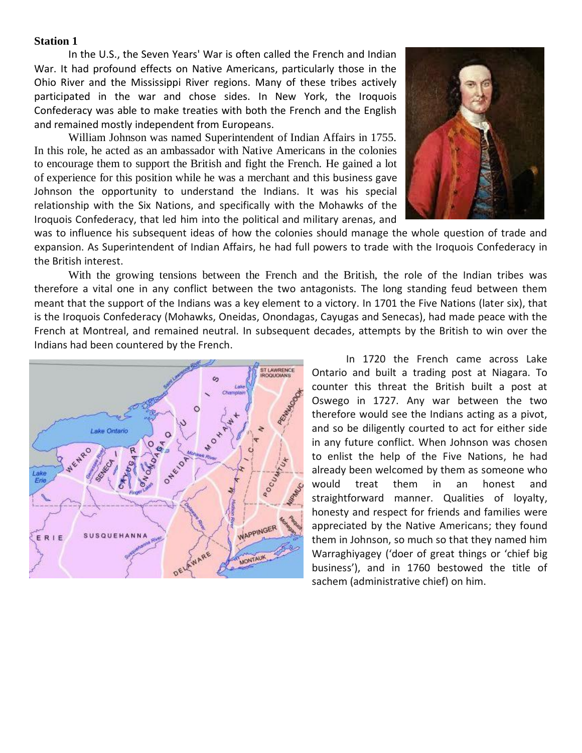**Station 1**

In the U.S., the Seven Years' War is often called the French and Indian War. It had profound effects on Native Americans, particularly those in the Ohio River and the Mississippi River regions. Many of these tribes actively participated in the war and chose sides. In New York, the Iroquois Confederacy was able to make treaties with both the French and the English and remained mostly independent from Europeans.

William Johnson was named Superintendent of Indian Affairs in 1755. In this role, he acted as an ambassador with Native Americans in the colonies to encourage them to support the British and fight the French. He gained a lot of experience for this position while he was a merchant and this business gave Johnson the opportunity to understand the Indians. It was his special relationship with the Six Nations, and specifically with the Mohawks of the Iroquois Confederacy, that led him into the political and military arenas, and was to influence his subsequent ideas of how the colonies should manage the whole question of trade and expansion. As Superintendent of Indian Affairs, he had full powers to trade with the Iroquois Confederacy in the British interest.

With the growing tensions between the French and the British, the role of the Indian tribes was therefore a vital one in any conflict between the two antagonists. The long standing feud between them meant that the support of the Indians was a key element to a victory. In 1701 the Five Nations (later six), that is the Iroquois Confederacy (Mohawks, Oneidas, Onondagas, Cayugas and Senecas), had made peace with the French at Montreal, and remained neutral. In subsequent decades, attempts by the British to win over the Indians had been countered by the French.

In 1720 the French came across Lake Ontario and built a trading post at Niagara. To counter this threat the British built a post at Oswego in 1727. Any war between the two therefore would see the Indians acting as a pivot, and so be diligently courted to act for either side in any future conflict. When Johnson was chosen to enlist the help of the Five Nations, he had already been welcomed by them as someone who would treat them in an honest and straightforward manner. Qualities of loyalty, honesty and respect for friends and families were appreciated by the Native Americans; they found them in Johnson, so much so that they named him Warraghiyagey ('doer of great things or 'chief big business'), and in 1760 bestowed the title of sachem (administrative chief) on him.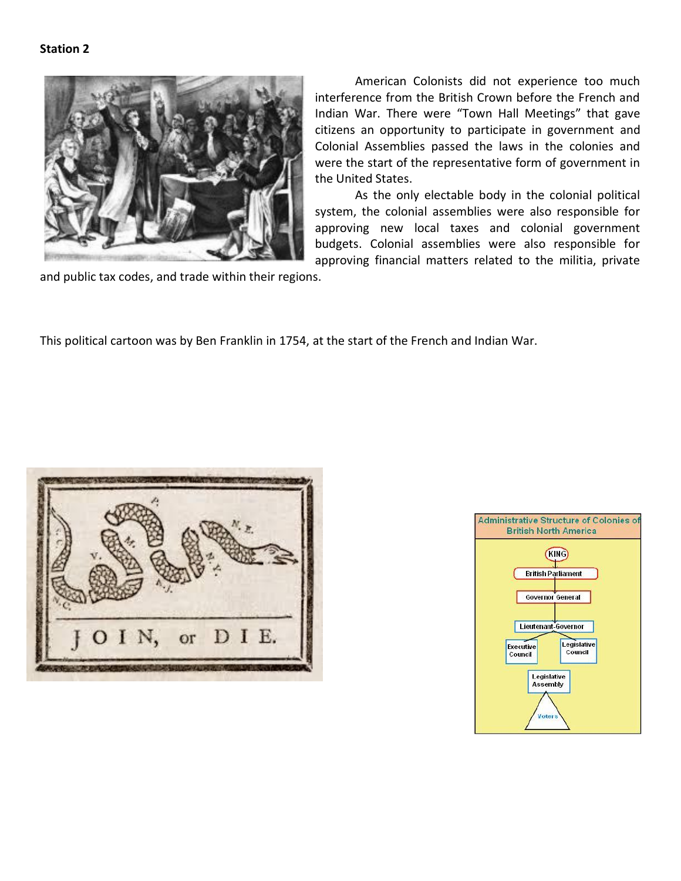**Station 2**

American Colonists did not experience too much interference from the British Crown before the French and Indian War. There were "Town Hall Meetings" that gave citizens an opportunity to participate in government and Colonial Assemblies passed the laws in the colonies and were the start of the representative form of government in the United States.

As the only electable body in the colonial political system, the colonial assemblies were also responsible for approving new local taxes and colonial government budgets. Colonial assemblies were also responsible for approving financial matters related to the militia, private and public tax codes, and trade within their regions.

This political cartoon was by Ben Franklin in 1754, at the start of the French and Indian War.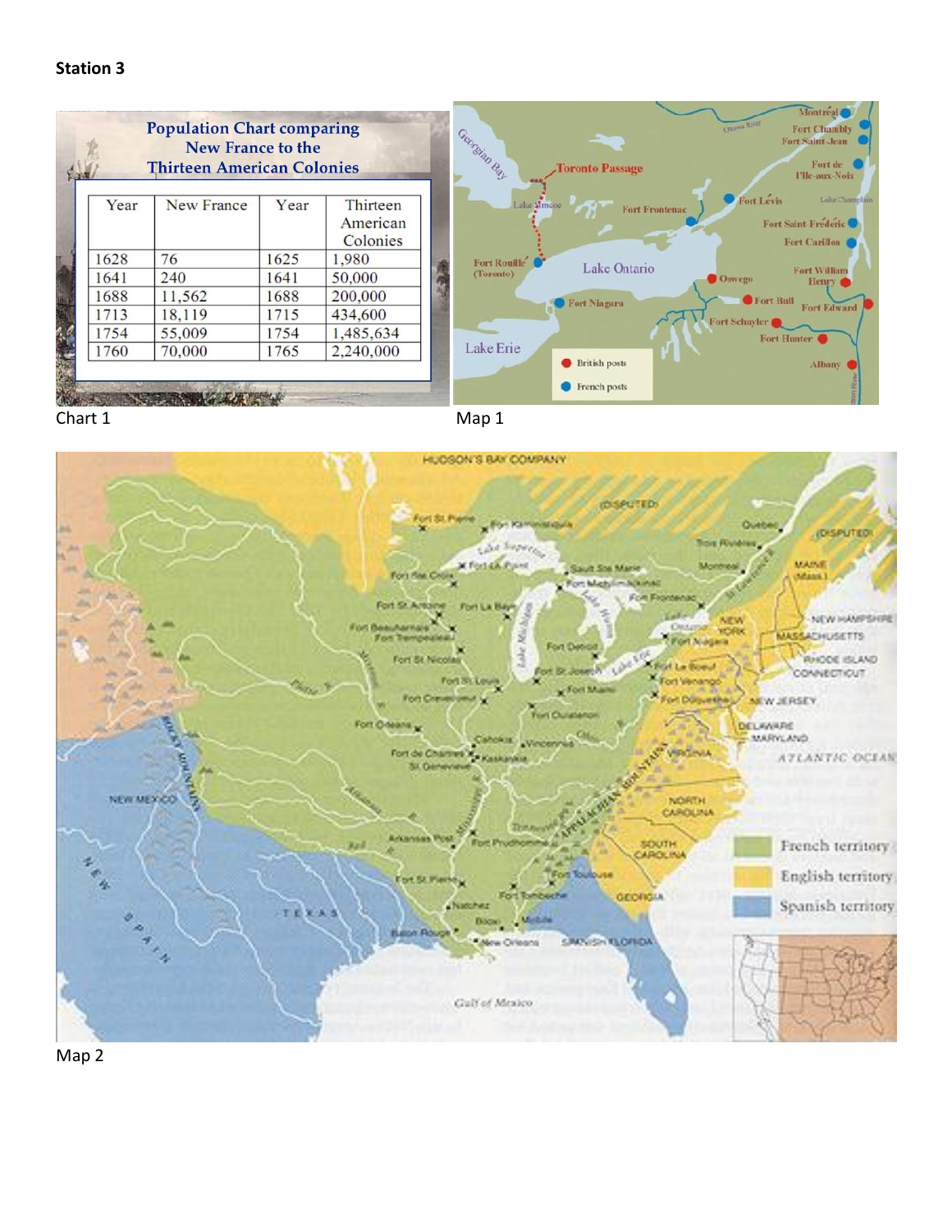**Station 3**

**Population Chart comparing New France to the Thirteen American Colonies**

| Year | New France | Year | Thirteen American Colonies |
|---|---|---|---|
| 1628 | 76 | 1625 | 1,980 |
| 1641 | 240 | 1641 | 50,000 |
| 1688 | 11,562 | 1688 | 200,000 |
| 1713 | 18,119 | 1715 | 434,600 |
| 1754 | 55,009 | 1754 | 1,485,634 |
| 1760 | 70,000 | 1765 | 2,240,000 |

Chart 1

Map 1

Map 2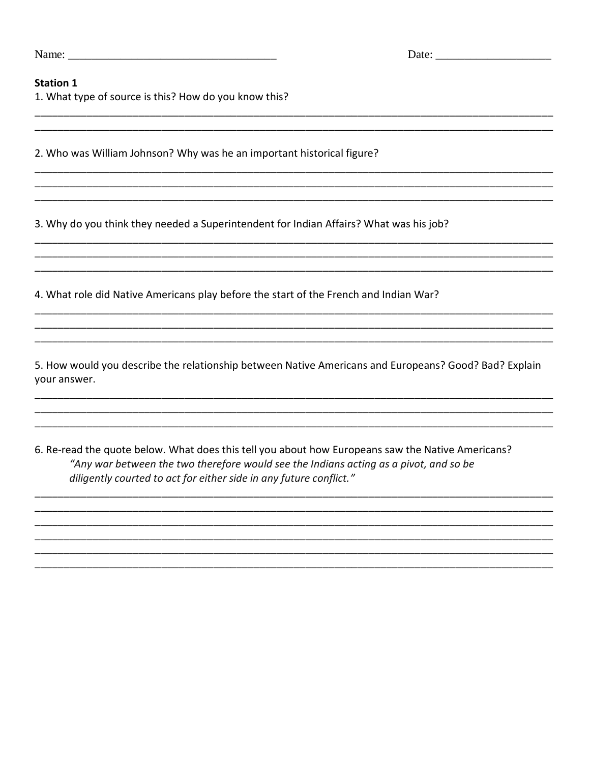Name: ___________________________________ Date: ____________________

**Station 1**

1. What type of source is this? How do you know this?

_____________________________________________________________________________________________
_____________________________________________________________________________________________

2. Who was William Johnson? Why was he an important historical figure?

_____________________________________________________________________________________________
_____________________________________________________________________________________________
_____________________________________________________________________________________________

3. Why do you think they needed a Superintendent for Indian Affairs? What was his job?

_____________________________________________________________________________________________
_____________________________________________________________________________________________
_____________________________________________________________________________________________

4. What role did Native Americans play before the start of the French and Indian War?

_____________________________________________________________________________________________
_____________________________________________________________________________________________
_____________________________________________________________________________________________

5. How would you describe the relationship between Native Americans and Europeans? Good? Bad? Explain your answer.

_____________________________________________________________________________________________
_____________________________________________________________________________________________
_____________________________________________________________________________________________

6. Re-read the quote below. What does this tell you about how Europeans saw the Native Americans?

> *"Any war between the two therefore would see the Indians acting as a pivot, and so be diligently courted to act for either side in any future conflict."*

_____________________________________________________________________________________________
_____________________________________________________________________________________________
_____________________________________________________________________________________________
_____________________________________________________________________________________________
_____________________________________________________________________________________________
_____________________________________________________________________________________________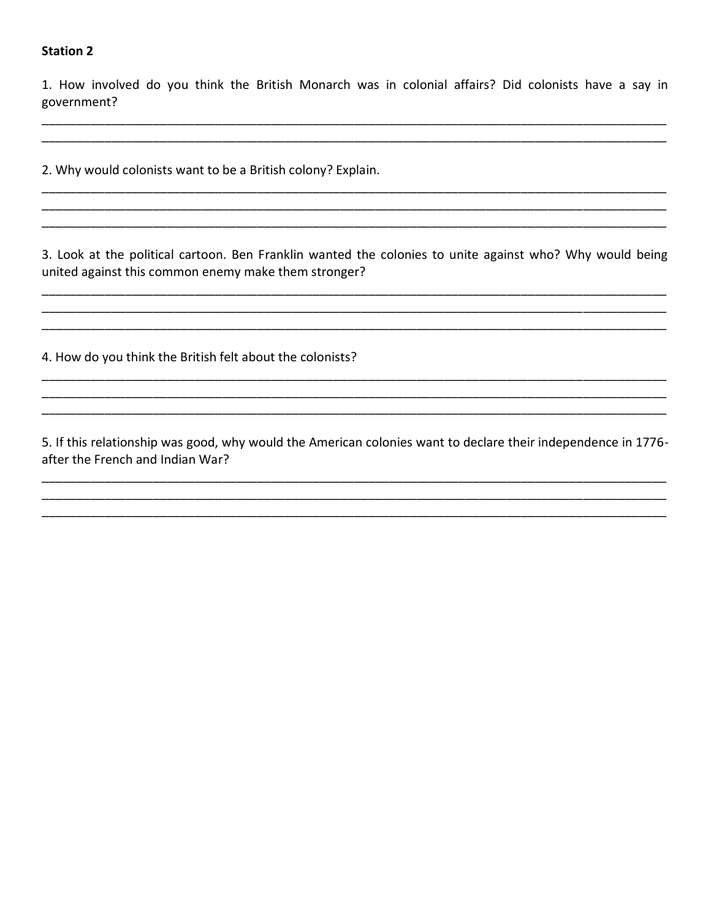**Station 2**

1. How involved do you think the British Monarch was in colonial affairs? Did colonists have a say in government?

_______________________________________________________________________________________
_______________________________________________________________________________________

2. Why would colonists want to be a British colony? Explain.

_______________________________________________________________________________________
_______________________________________________________________________________________
_______________________________________________________________________________________

3. Look at the political cartoon. Ben Franklin wanted the colonies to unite against who? Why would being united against this common enemy make them stronger?

_______________________________________________________________________________________
_______________________________________________________________________________________
_______________________________________________________________________________________

4. How do you think the British felt about the colonists?

_______________________________________________________________________________________
_______________________________________________________________________________________
_______________________________________________________________________________________

5. If this relationship was good, why would the American colonies want to declare their independence in 1776- after the French and Indian War?

_______________________________________________________________________________________
_______________________________________________________________________________________
_______________________________________________________________________________________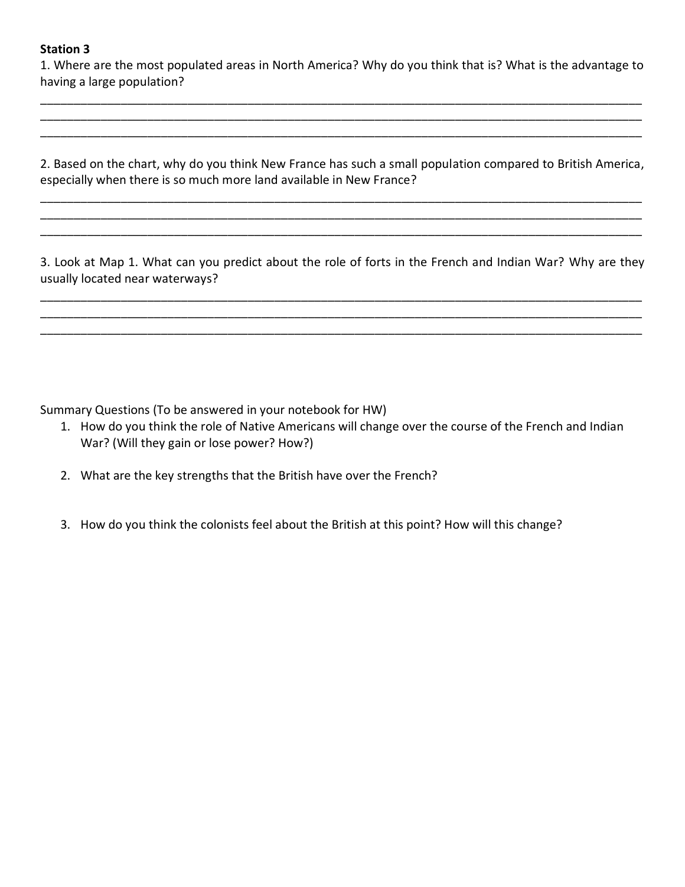**Station 3**

1. Where are the most populated areas in North America? Why do you think that is? What is the advantage to having a large population?

___________________________________________________________________________________________
___________________________________________________________________________________________
___________________________________________________________________________________________

2. Based on the chart, why do you think New France has such a small population compared to British America, especially when there is so much more land available in New France?

___________________________________________________________________________________________
___________________________________________________________________________________________
___________________________________________________________________________________________

3. Look at Map 1. What can you predict about the role of forts in the French and Indian War? Why are they usually located near waterways?

___________________________________________________________________________________________
___________________________________________________________________________________________
___________________________________________________________________________________________

Summary Questions (To be answered in your notebook for HW)

1. How do you think the role of Native Americans will change over the course of the French and Indian War? (Will they gain or lose power? How?)
2. What are the key strengths that the British have over the French?
3. How do you think the colonists feel about the British at this point? How will this change?